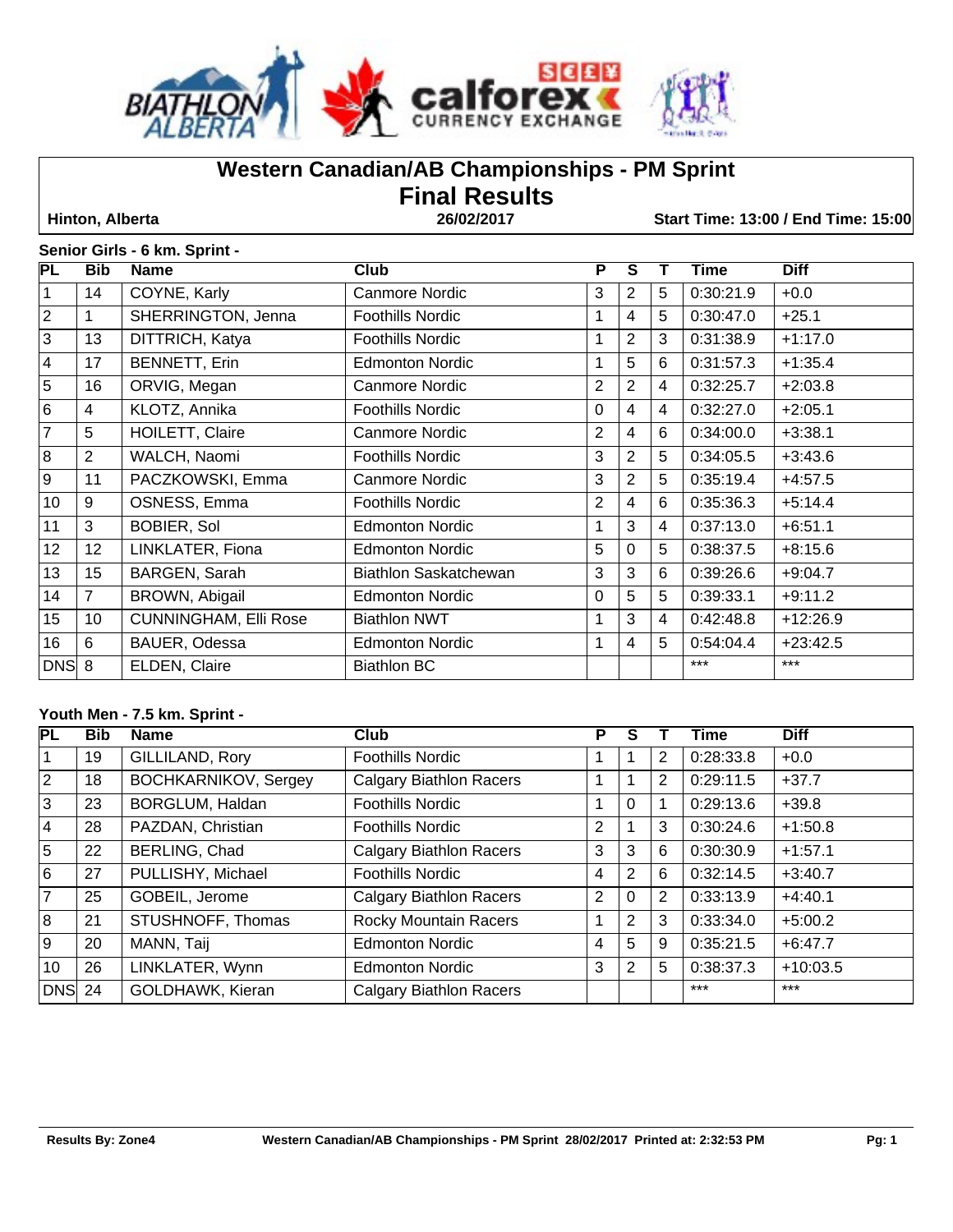# Western Canadian/AB Championships - PM Sprint

## Final Results

**Hinton, Alberta** | **26/02/2017** | **Start Time: 13:00 / End Time: 15:00**

### Senior Girls - 6 km. Sprint -

| PL | Bib | Name | Club | P | S | T | Time | Diff |
|---|---|---|---|---|---|---|---|---|
| 1 | 14 | COYNE, Karly | Canmore Nordic | 3 | 2 | 5 | 0:30:21.9 | +0.0 |
| 2 | 1 | SHERRINGTON, Jenna | Foothills Nordic | 1 | 4 | 5 | 0:30:47.0 | +25.1 |
| 3 | 13 | DITTRICH, Katya | Foothills Nordic | 1 | 2 | 3 | 0:31:38.9 | +1:17.0 |
| 4 | 17 | BENNETT, Erin | Edmonton Nordic | 1 | 5 | 6 | 0:31:57.3 | +1:35.4 |
| 5 | 16 | ORVIG, Megan | Canmore Nordic | 2 | 2 | 4 | 0:32:25.7 | +2:03.8 |
| 6 | 4 | KLOTZ, Annika | Foothills Nordic | 0 | 4 | 4 | 0:32:27.0 | +2:05.1 |
| 7 | 5 | HOILETT, Claire | Canmore Nordic | 2 | 4 | 6 | 0:34:00.0 | +3:38.1 |
| 8 | 2 | WALCH, Naomi | Foothills Nordic | 3 | 2 | 5 | 0:34:05.5 | +3:43.6 |
| 9 | 11 | PACZKOWSKI, Emma | Canmore Nordic | 3 | 2 | 5 | 0:35:19.4 | +4:57.5 |
| 10 | 9 | OSNESS, Emma | Foothills Nordic | 2 | 4 | 6 | 0:35:36.3 | +5:14.4 |
| 11 | 3 | BOBIER, Sol | Edmonton Nordic | 1 | 3 | 4 | 0:37:13.0 | +6:51.1 |
| 12 | 12 | LINKLATER, Fiona | Edmonton Nordic | 5 | 0 | 5 | 0:38:37.5 | +8:15.6 |
| 13 | 15 | BARGEN, Sarah | Biathlon Saskatchewan | 3 | 3 | 6 | 0:39:26.6 | +9:04.7 |
| 14 | 7 | BROWN, Abigail | Edmonton Nordic | 0 | 5 | 5 | 0:39:33.1 | +9:11.2 |
| 15 | 10 | CUNNINGHAM, Elli Rose | Biathlon NWT | 1 | 3 | 4 | 0:42:48.8 | +12:26.9 |
| 16 | 6 | BAUER, Odessa | Edmonton Nordic | 1 | 4 | 5 | 0:54:04.4 | +23:42.5 |
| DNS | 8 | ELDEN, Claire | Biathlon BC | | | | *** | *** |

### Youth Men - 7.5 km. Sprint -

| PL | Bib | Name | Club | P | S | T | Time | Diff |
|---|---|---|---|---|---|---|---|---|
| 1 | 19 | GILLILAND, Rory | Foothills Nordic | 1 | 1 | 2 | 0:28:33.8 | +0.0 |
| 2 | 18 | BOCHKARNIKOV, Sergey | Calgary Biathlon Racers | 1 | 1 | 2 | 0:29:11.5 | +37.7 |
| 3 | 23 | BORGLUM, Haldan | Foothills Nordic | 1 | 0 | 1 | 0:29:13.6 | +39.8 |
| 4 | 28 | PAZDAN, Christian | Foothills Nordic | 2 | 1 | 3 | 0:30:24.6 | +1:50.8 |
| 5 | 22 | BERLING, Chad | Calgary Biathlon Racers | 3 | 3 | 6 | 0:30:30.9 | +1:57.1 |
| 6 | 27 | PULLISHY, Michael | Foothills Nordic | 4 | 2 | 6 | 0:32:14.5 | +3:40.7 |
| 7 | 25 | GOBEIL, Jerome | Calgary Biathlon Racers | 2 | 0 | 2 | 0:33:13.9 | +4:40.1 |
| 8 | 21 | STUSHNOFF, Thomas | Rocky Mountain Racers | 1 | 2 | 3 | 0:33:34.0 | +5:00.2 |
| 9 | 20 | MANN, Taij | Edmonton Nordic | 4 | 5 | 9 | 0:35:21.5 | +6:47.7 |
| 10 | 26 | LINKLATER, Wynn | Edmonton Nordic | 3 | 2 | 5 | 0:38:37.3 | +10:03.5 |
| DNS | 24 | GOLDHAWK, Kieran | Calgary Biathlon Racers | | | | *** | *** |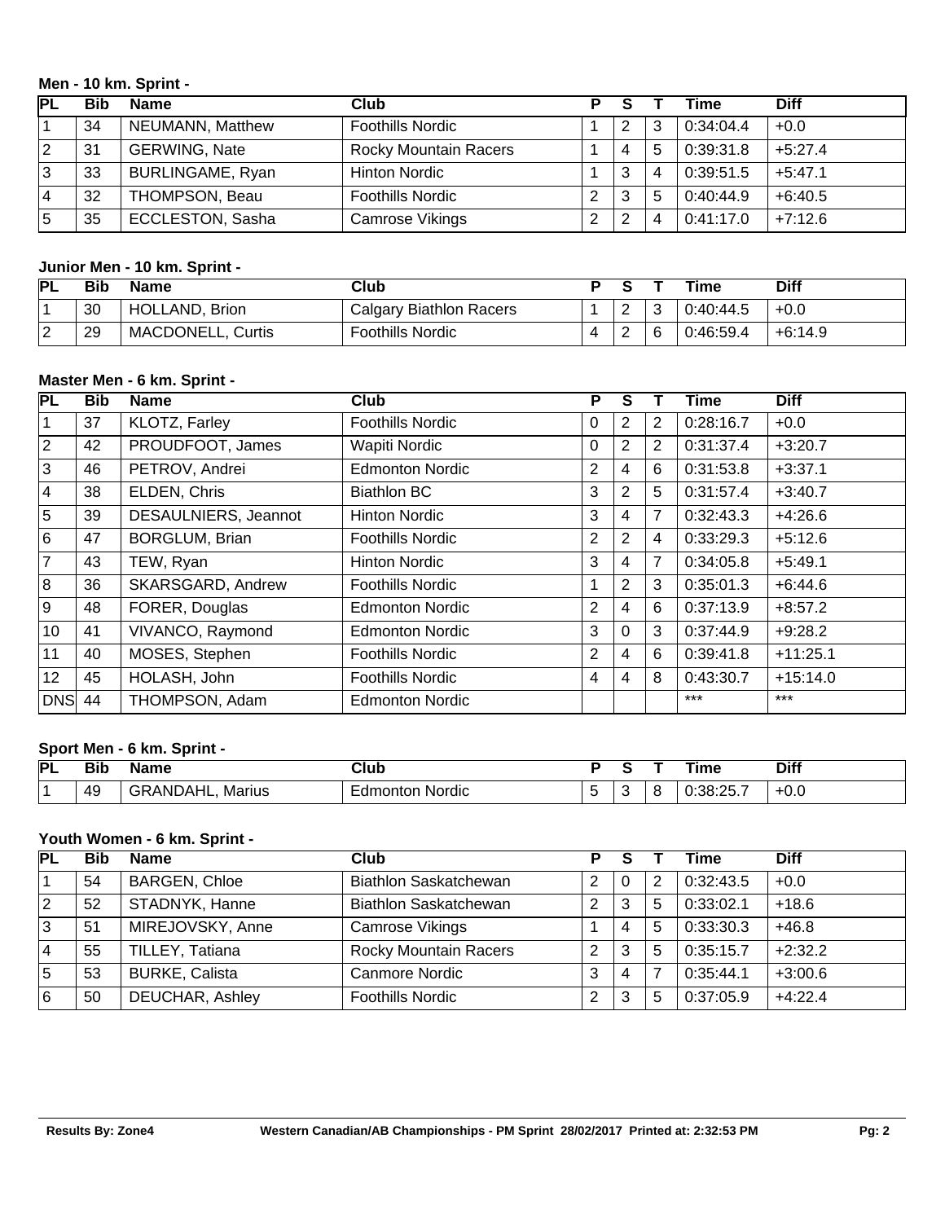### Men - 10 km. Sprint -

| PL | Bib | Name | Club | P | S | T | Time | Diff |
|---|---|---|---|---|---|---|---|---|
| 1 | 34 | NEUMANN, Matthew | Foothills Nordic | 1 | 2 | 3 | 0:34:04.4 | +0.0 |
| 2 | 31 | GERWING, Nate | Rocky Mountain Racers | 1 | 4 | 5 | 0:39:31.8 | +5:27.4 |
| 3 | 33 | BURLINGAME, Ryan | Hinton Nordic | 1 | 3 | 4 | 0:39:51.5 | +5:47.1 |
| 4 | 32 | THOMPSON, Beau | Foothills Nordic | 2 | 3 | 5 | 0:40:44.9 | +6:40.5 |
| 5 | 35 | ECCLESTON, Sasha | Camrose Vikings | 2 | 2 | 4 | 0:41:17.0 | +7:12.6 |

### Junior Men - 10 km. Sprint -

| PL | Bib | Name | Club | P | S | T | Time | Diff |
|---|---|---|---|---|---|---|---|---|
| 1 | 30 | HOLLAND, Brion | Calgary Biathlon Racers | 1 | 2 | 3 | 0:40:44.5 | +0.0 |
| 2 | 29 | MACDONELL, Curtis | Foothills Nordic | 4 | 2 | 6 | 0:46:59.4 | +6:14.9 |

### Master Men - 6 km. Sprint -

| PL | Bib | Name | Club | P | S | T | Time | Diff |
|---|---|---|---|---|---|---|---|---|
| 1 | 37 | KLOTZ, Farley | Foothills Nordic | 0 | 2 | 2 | 0:28:16.7 | +0.0 |
| 2 | 42 | PROUDFOOT, James | Wapiti Nordic | 0 | 2 | 2 | 0:31:37.4 | +3:20.7 |
| 3 | 46 | PETROV, Andrei | Edmonton Nordic | 2 | 4 | 6 | 0:31:53.8 | +3:37.1 |
| 4 | 38 | ELDEN, Chris | Biathlon BC | 3 | 2 | 5 | 0:31:57.4 | +3:40.7 |
| 5 | 39 | DESAULNIERS, Jeannot | Hinton Nordic | 3 | 4 | 7 | 0:32:43.3 | +4:26.6 |
| 6 | 47 | BORGLUM, Brian | Foothills Nordic | 2 | 2 | 4 | 0:33:29.3 | +5:12.6 |
| 7 | 43 | TEW, Ryan | Hinton Nordic | 3 | 4 | 7 | 0:34:05.8 | +5:49.1 |
| 8 | 36 | SKARSGARD, Andrew | Foothills Nordic | 1 | 2 | 3 | 0:35:01.3 | +6:44.6 |
| 9 | 48 | FORER, Douglas | Edmonton Nordic | 2 | 4 | 6 | 0:37:13.9 | +8:57.2 |
| 10 | 41 | VIVANCO, Raymond | Edmonton Nordic | 3 | 0 | 3 | 0:37:44.9 | +9:28.2 |
| 11 | 40 | MOSES, Stephen | Foothills Nordic | 2 | 4 | 6 | 0:39:41.8 | +11:25.1 |
| 12 | 45 | HOLASH, John | Foothills Nordic | 4 | 4 | 8 | 0:43:30.7 | +15:14.0 |
| DNS | 44 | THOMPSON, Adam | Edmonton Nordic | | | | *** | *** |

### Sport Men - 6 km. Sprint -

| PL | Bib | Name | Club | P | S | T | Time | Diff |
|---|---|---|---|---|---|---|---|---|
| 1 | 49 | GRANDAHL, Marius | Edmonton Nordic | 5 | 3 | 8 | 0:38:25.7 | +0.0 |

### Youth Women - 6 km. Sprint -

| PL | Bib | Name | Club | P | S | T | Time | Diff |
|---|---|---|---|---|---|---|---|---|
| 1 | 54 | BARGEN, Chloe | Biathlon Saskatchewan | 2 | 0 | 2 | 0:32:43.5 | +0.0 |
| 2 | 52 | STADNYK, Hanne | Biathlon Saskatchewan | 2 | 3 | 5 | 0:33:02.1 | +18.6 |
| 3 | 51 | MIREJOVSKY, Anne | Camrose Vikings | 1 | 4 | 5 | 0:33:30.3 | +46.8 |
| 4 | 55 | TILLEY, Tatiana | Rocky Mountain Racers | 2 | 3 | 5 | 0:35:15.7 | +2:32.2 |
| 5 | 53 | BURKE, Calista | Canmore Nordic | 3 | 4 | 7 | 0:35:44.1 | +3:00.6 |
| 6 | 50 | DEUCHAR, Ashley | Foothills Nordic | 2 | 3 | 5 | 0:37:05.9 | +4:22.4 |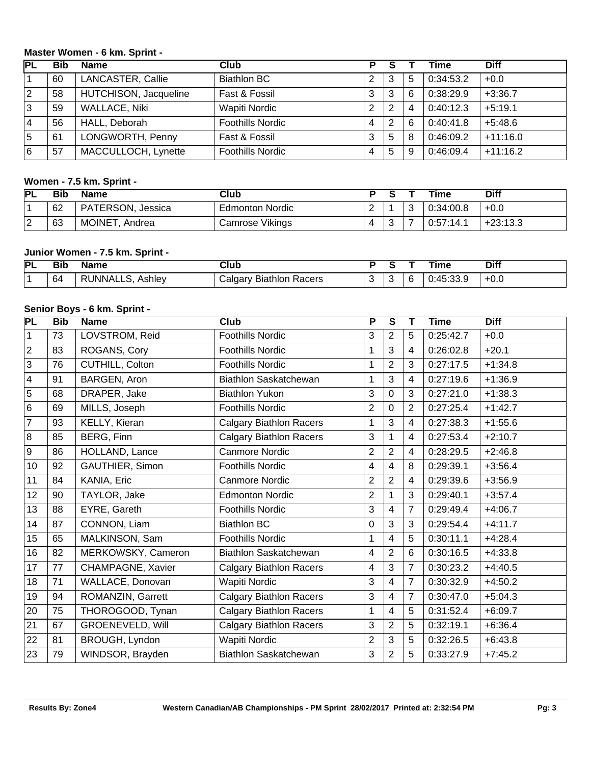### Master Women - 6 km. Sprint -

| PL | Bib | Name | Club | P | S | T | Time | Diff |
|---|---|---|---|---|---|---|---|---|
| 1 | 60 | LANCASTER, Callie | Biathlon BC | 2 | 3 | 5 | 0:34:53.2 | +0.0 |
| 2 | 58 | HUTCHISON, Jacqueline | Fast & Fossil | 3 | 3 | 6 | 0:38:29.9 | +3:36.7 |
| 3 | 59 | WALLACE, Niki | Wapiti Nordic | 2 | 2 | 4 | 0:40:12.3 | +5:19.1 |
| 4 | 56 | HALL, Deborah | Foothills Nordic | 4 | 2 | 6 | 0:40:41.8 | +5:48.6 |
| 5 | 61 | LONGWORTH, Penny | Fast & Fossil | 3 | 5 | 8 | 0:46:09.2 | +11:16.0 |
| 6 | 57 | MACCULLOCH, Lynette | Foothills Nordic | 4 | 5 | 9 | 0:46:09.4 | +11:16.2 |

### Women - 7.5 km. Sprint -

| PL | Bib | Name | Club | P | S | T | Time | Diff |
|---|---|---|---|---|---|---|---|---|
| 1 | 62 | PATERSON, Jessica | Edmonton Nordic | 2 | 1 | 3 | 0:34:00.8 | +0.0 |
| 2 | 63 | MOINET, Andrea | Camrose Vikings | 4 | 3 | 7 | 0:57:14.1 | +23:13.3 |

### Junior Women - 7.5 km. Sprint -

| PL | Bib | Name | Club | P | S | T | Time | Diff |
|---|---|---|---|---|---|---|---|---|
| 1 | 64 | RUNNALLS, Ashley | Calgary Biathlon Racers | 3 | 3 | 6 | 0:45:33.9 | +0.0 |

### Senior Boys - 6 km. Sprint -

| PL | Bib | Name | Club | P | S | T | Time | Diff |
|---|---|---|---|---|---|---|---|---|
| 1 | 73 | LOVSTROM, Reid | Foothills Nordic | 3 | 2 | 5 | 0:25:42.7 | +0.0 |
| 2 | 83 | ROGANS, Cory | Foothills Nordic | 1 | 3 | 4 | 0:26:02.8 | +20.1 |
| 3 | 76 | CUTHILL, Colton | Foothills Nordic | 1 | 2 | 3 | 0:27:17.5 | +1:34.8 |
| 4 | 91 | BARGEN, Aron | Biathlon Saskatchewan | 1 | 3 | 4 | 0:27:19.6 | +1:36.9 |
| 5 | 68 | DRAPER, Jake | Biathlon Yukon | 3 | 0 | 3 | 0:27:21.0 | +1:38.3 |
| 6 | 69 | MILLS, Joseph | Foothills Nordic | 2 | 0 | 2 | 0:27:25.4 | +1:42.7 |
| 7 | 93 | KELLY, Kieran | Calgary Biathlon Racers | 1 | 3 | 4 | 0:27:38.3 | +1:55.6 |
| 8 | 85 | BERG, Finn | Calgary Biathlon Racers | 3 | 1 | 4 | 0:27:53.4 | +2:10.7 |
| 9 | 86 | HOLLAND, Lance | Canmore Nordic | 2 | 2 | 4 | 0:28:29.5 | +2:46.8 |
| 10 | 92 | GAUTHIER, Simon | Foothills Nordic | 4 | 4 | 8 | 0:29:39.1 | +3:56.4 |
| 11 | 84 | KANIA, Eric | Canmore Nordic | 2 | 2 | 4 | 0:29:39.6 | +3:56.9 |
| 12 | 90 | TAYLOR, Jake | Edmonton Nordic | 2 | 1 | 3 | 0:29:40.1 | +3:57.4 |
| 13 | 88 | EYRE, Gareth | Foothills Nordic | 3 | 4 | 7 | 0:29:49.4 | +4:06.7 |
| 14 | 87 | CONNON, Liam | Biathlon BC | 0 | 3 | 3 | 0:29:54.4 | +4:11.7 |
| 15 | 65 | MALKINSON, Sam | Foothills Nordic | 1 | 4 | 5 | 0:30:11.1 | +4:28.4 |
| 16 | 82 | MERKOWSKY, Cameron | Biathlon Saskatchewan | 4 | 2 | 6 | 0:30:16.5 | +4:33.8 |
| 17 | 77 | CHAMPAGNE, Xavier | Calgary Biathlon Racers | 4 | 3 | 7 | 0:30:23.2 | +4:40.5 |
| 18 | 71 | WALLACE, Donovan | Wapiti Nordic | 3 | 4 | 7 | 0:30:32.9 | +4:50.2 |
| 19 | 94 | ROMANZIN, Garrett | Calgary Biathlon Racers | 3 | 4 | 7 | 0:30:47.0 | +5:04.3 |
| 20 | 75 | THOROGOOD, Tynan | Calgary Biathlon Racers | 1 | 4 | 5 | 0:31:52.4 | +6:09.7 |
| 21 | 67 | GROENEVELD, Will | Calgary Biathlon Racers | 3 | 2 | 5 | 0:32:19.1 | +6:36.4 |
| 22 | 81 | BROUGH, Lyndon | Wapiti Nordic | 2 | 3 | 5 | 0:32:26.5 | +6:43.8 |
| 23 | 79 | WINDSOR, Brayden | Biathlon Saskatchewan | 3 | 2 | 5 | 0:33:27.9 | +7:45.2 |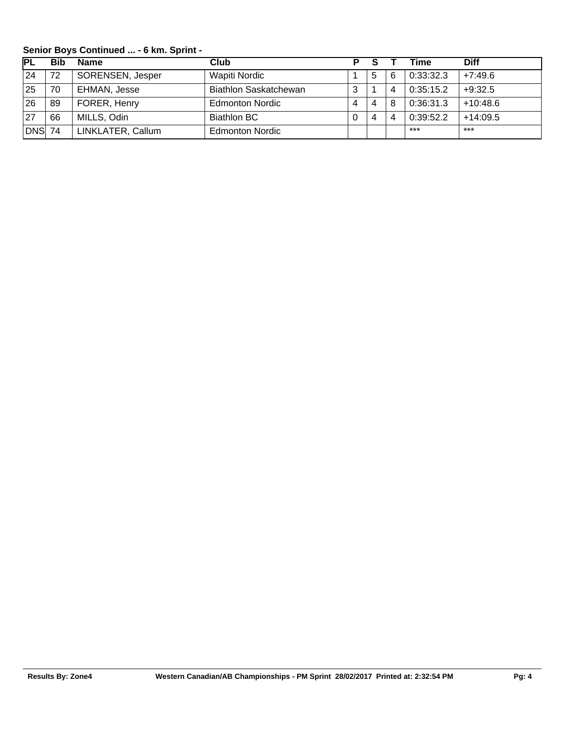**Senior Boys Continued ... - 6 km. Sprint -**

| PL | Bib | Name | Club | P | S | T | Time | Diff |
|---|---|---|---|---|---|---|---|---|
| 24 | 72 | SORENSEN, Jesper | Wapiti Nordic | 1 | 5 | 6 | 0:33:32.3 | +7:49.6 |
| 25 | 70 | EHMAN, Jesse | Biathlon Saskatchewan | 3 | 1 | 4 | 0:35:15.2 | +9:32.5 |
| 26 | 89 | FORER, Henry | Edmonton Nordic | 4 | 4 | 8 | 0:36:31.3 | +10:48.6 |
| 27 | 66 | MILLS, Odin | Biathlon BC | 0 | 4 | 4 | 0:39:52.2 | +14:09.5 |
| DNS | 74 | LINKLATER, Callum | Edmonton Nordic | | | | *** | *** |